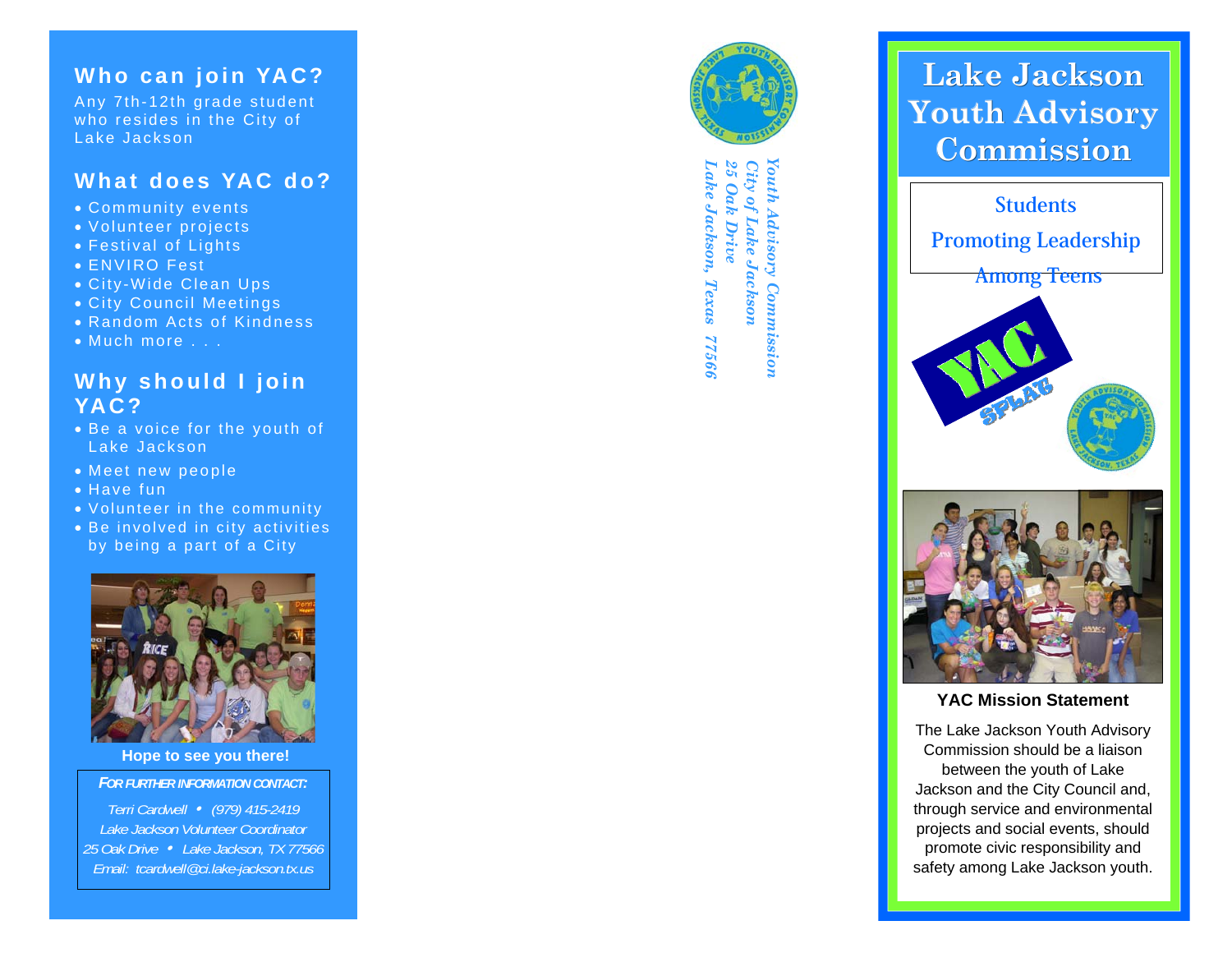## Who can join YAC?

Any 7th-12th grade student who resides in the City of Lake Jackson

## What does YAC do?

- Community events
- Volunteer projects
- Festival of Lights
- ENVIRO Fest
- City-Wide Clean Ups
- City Council Meetings
- Random Acts of Kindness
- Much more . . .

## Why should I join YAC?

- Be a voice for the youth of Lake Jackson
- Meet new people
- Have fun
- Volunteer in the community
- Be involved in city activities by being a part of a City

**Hope to see you there!**

*FOR FURTHER INFORMATION CONTACT:*

*Terri Cardwell • (979) 415-2419*
*Lake Jackson Volunteer Coordinator*
*25 Oak Drive • Lake Jackson, TX 77566*
*Email: tcardwell@ci.lake-jackson.tx.us*

*Youth Advisory Commission*
*City of Lake Jackson*
*25 Oak Drive*
*Lake Jackson, Texas 77566*

# Lake Jackson Youth Advisory Commission

Students Promoting Leadership Among Teens

YAC SPLAT

**YAC Mission Statement**

The Lake Jackson Youth Advisory Commission should be a liaison between the youth of Lake Jackson and the City Council and, through service and environmental projects and social events, should promote civic responsibility and safety among Lake Jackson youth.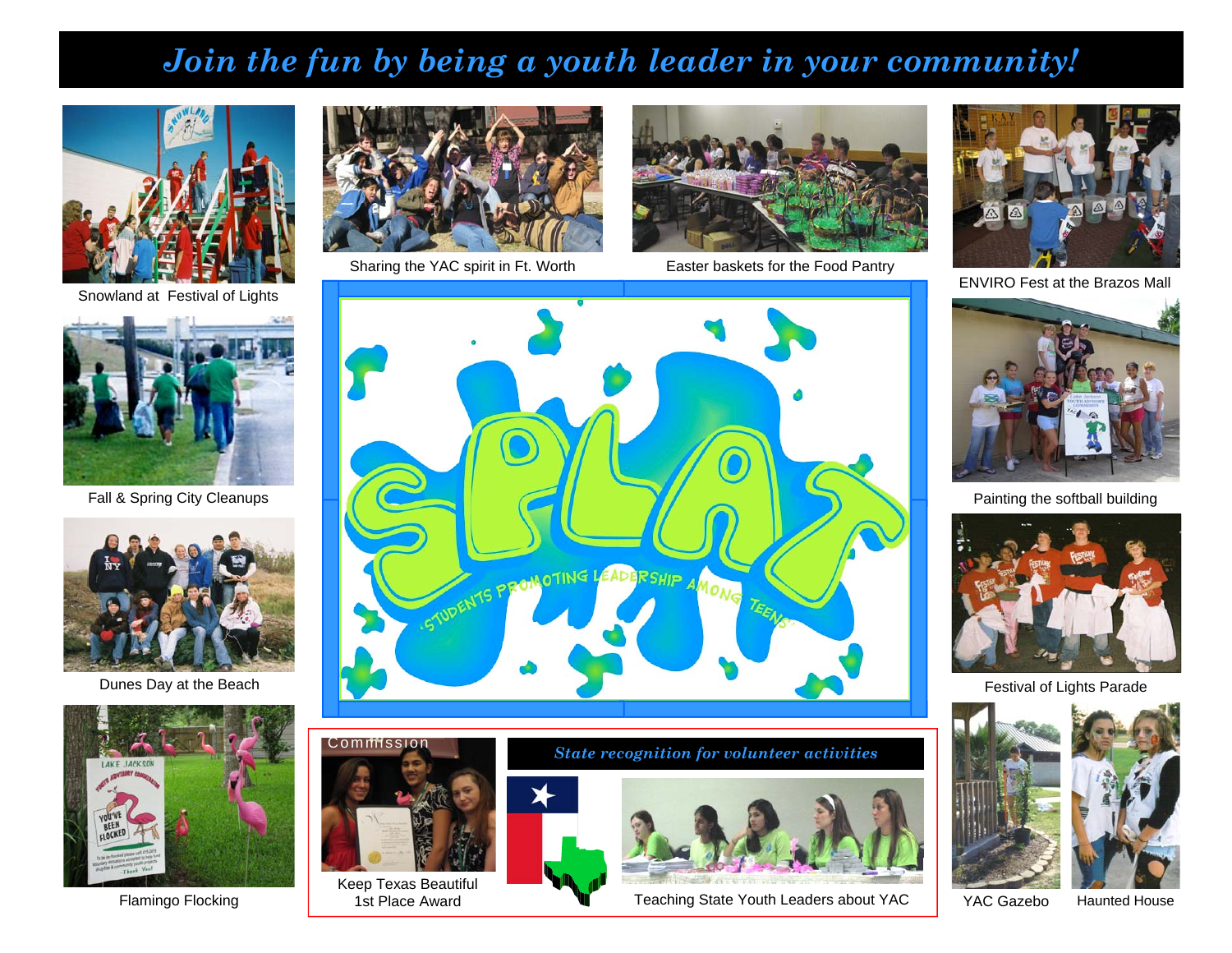# *Join the fun by being a youth leader in your community!*

Snowland at Festival of Lights

Sharing the YAC spirit in Ft. Worth

Easter baskets for the Food Pantry

ENVIRO Fest at the Brazos Mall

Fall & Spring City Cleanups

SPLAT

(STUDENTS PROMOTING LEADERSHIP AMONG TEENS)

Painting the softball building

Dunes Day at the Beach

Festival of Lights Parade

Flamingo Flocking

Commission

Keep Texas Beautiful 1st Place Award

*State recognition for volunteer activities*

Teaching State Youth Leaders about YAC

YAC Gazebo

Haunted House